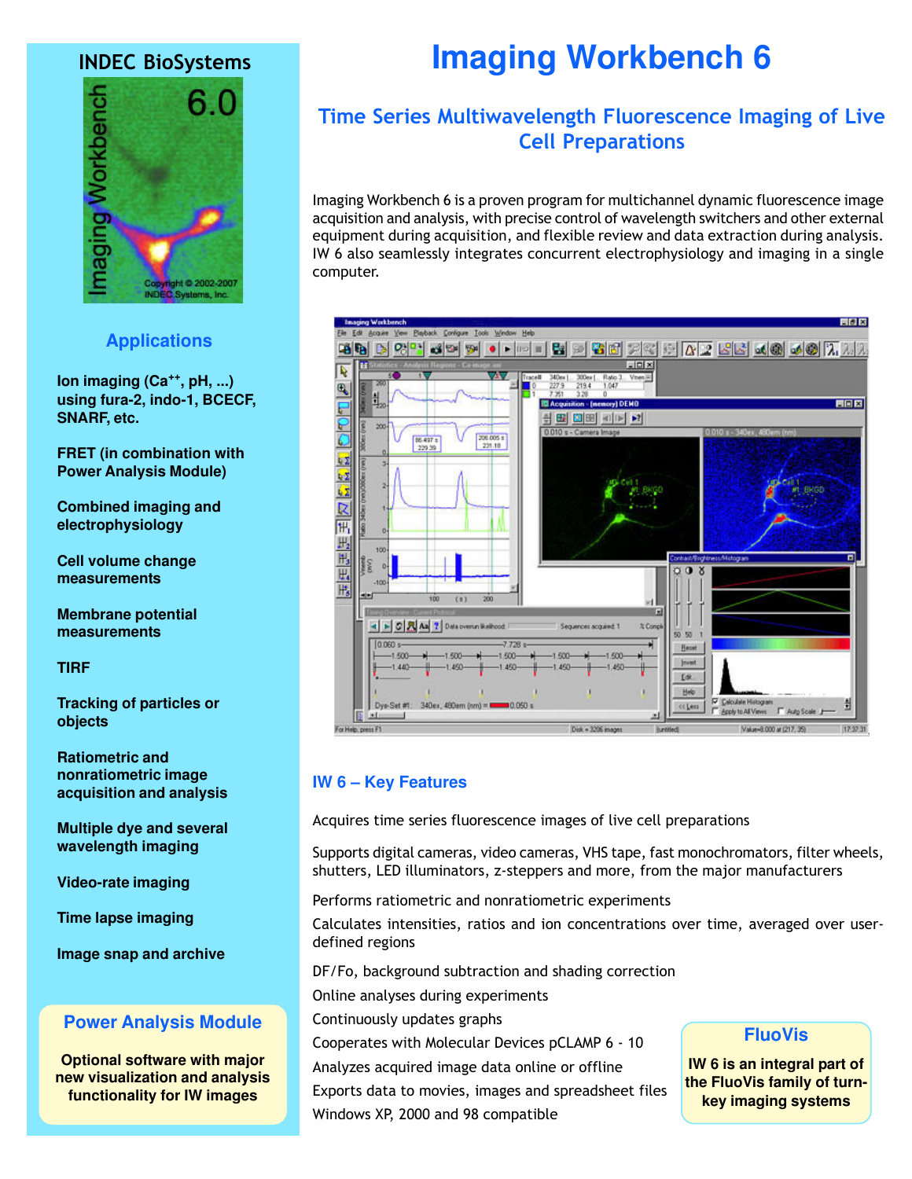# Imaging Workbench 6

## Time Series Multiwavelength Fluorescence Imaging of Live Cell Preparations

Imaging Workbench 6 is a proven program for multichannel dynamic fluorescence image acquisition and analysis, with precise control of wavelength switchers and other external equipment during acquisition, and flexible review and data extraction during analysis. IW 6 also seamlessly integrates concurrent electrophysiology and imaging in a single computer.

### IW 6 – Key Features

Acquires time series fluorescence images of live cell preparations

Supports digital cameras, video cameras, VHS tape, fast monochromators, filter wheels, shutters, LED illuminators, z-steppers and more, from the major manufacturers

Performs ratiometric and nonratiometric experiments

Calculates intensities, ratios and ion concentrations over time, averaged over user-defined regions

DF/Fo, background subtraction and shading correction

Online analyses during experiments

Continuously updates graphs

Cooperates with Molecular Devices pCLAMP 6 - 10

Analyzes acquired image data online or offline

Exports data to movies, images and spreadsheet files

Windows XP, 2000 and 98 compatible

### FluoVis

**IW 6 is an integral part of the FluoVis family of turn-key imaging systems**

## INDEC BioSystems

### Applications

**Ion imaging ($Ca^{++}$, pH, ...) using fura-2, indo-1, BCECF, SNARF, etc.**

**FRET (in combination with Power Analysis Module)**

**Combined imaging and electrophysiology**

**Cell volume change measurements**

**Membrane potential measurements**

**TIRF**

**Tracking of particles or objects**

**Ratiometric and nonratiometric image acquisition and analysis**

**Multiple dye and several wavelength imaging**

**Video-rate imaging**

**Time lapse imaging**

**Image snap and archive**

### Power Analysis Module

**Optional software with major new visualization and analysis functionality for IW images**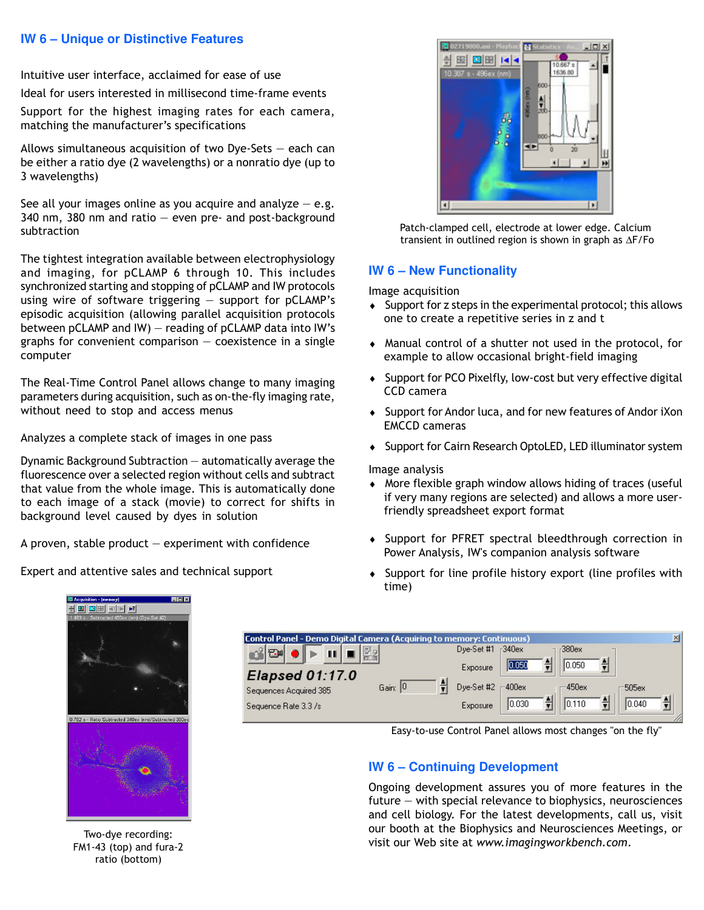## IW 6 – Unique or Distinctive Features

Intuitive user interface, acclaimed for ease of use

Ideal for users interested in millisecond time-frame events

Support for the highest imaging rates for each camera, matching the manufacturer's specifications

Allows simultaneous acquisition of two Dye-Sets — each can be either a ratio dye (2 wavelengths) or a nonratio dye (up to 3 wavelengths)

See all your images online as you acquire and analyze — e.g. 340 nm, 380 nm and ratio — even pre- and post-background subtraction

The tightest integration available between electrophysiology and imaging, for pCLAMP 6 through 10. This includes synchronized starting and stopping of pCLAMP and IW protocols using wire of software triggering — support for pCLAMP's episodic acquisition (allowing parallel acquisition protocols between pCLAMP and IW) — reading of pCLAMP data into IW's graphs for convenient comparison — coexistence in a single computer

The Real-Time Control Panel allows change to many imaging parameters during acquisition, such as on-the-fly imaging rate, without need to stop and access menus

Analyzes a complete stack of images in one pass

Dynamic Background Subtraction — automatically average the fluorescence over a selected region without cells and subtract that value from the whole image. This is automatically done to each image of a stack (movie) to correct for shifts in background level caused by dyes in solution

A proven, stable product — experiment with confidence

Expert and attentive sales and technical support

Two-dye recording: FM1-43 (top) and fura-2 ratio (bottom)

Patch-clamped cell, electrode at lower edge. Calcium transient in outlined region is shown in graph as ΔF/Fo

## IW 6 – New Functionality

Image acquisition

- Support for z steps in the experimental protocol; this allows one to create a repetitive series in z and t
- Manual control of a shutter not used in the protocol, for example to allow occasional bright-field imaging
- Support for PCO Pixelfly, low-cost but very effective digital CCD camera
- Support for Andor luca, and for new features of Andor iXon EMCCD cameras
- Support for Cairn Research OptoLED, LED illuminator system

Image analysis

- More flexible graph window allows hiding of traces (useful if very many regions are selected) and allows a more user-friendly spreadsheet export format
- Support for PFRET spectral bleedthrough correction in Power Analysis, IW's companion analysis software
- Support for line profile history export (line profiles with time)

Easy-to-use Control Panel allows most changes "on the fly"

## IW 6 – Continuing Development

Ongoing development assures you of more features in the future — with special relevance to biophysics, neurosciences and cell biology. For the latest developments, call us, visit our booth at the Biophysics and Neurosciences Meetings, or visit our Web site at *www.imagingworkbench.com*.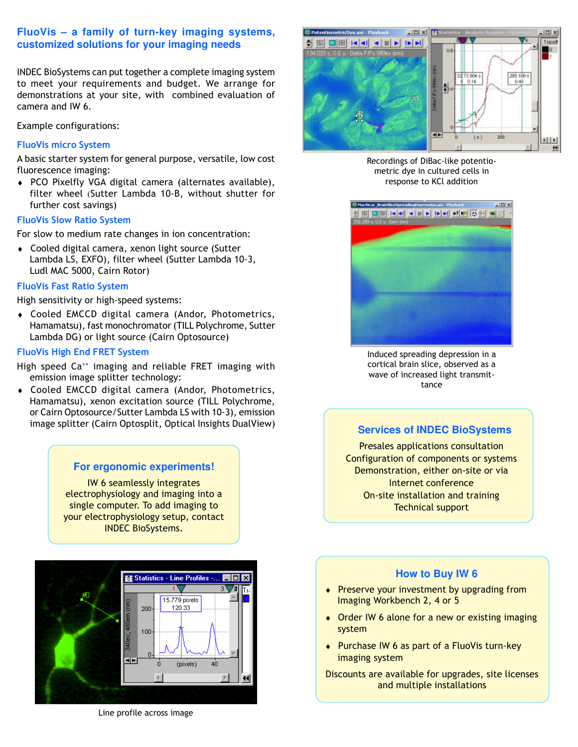## FluoVis – a family of turn-key imaging systems, customized solutions for your imaging needs

INDEC BioSystems can put together a complete imaging system to meet your requirements and budget. We arrange for demonstrations at your site, with combined evaluation of camera and IW 6.

Example configurations:

### FluoVis micro System

A basic starter system for general purpose, versatile, low cost fluorescence imaging:

- PCO Pixelfly VGA digital camera (alternates available), filter wheel (Sutter Lambda 10-B, without shutter for further cost savings)

### FluoVis Slow Ratio System

For slow to medium rate changes in ion concentration:

- Cooled digital camera, xenon light source (Sutter Lambda LS, EXFO), filter wheel (Sutter Lambda 10-3, Ludl MAC 5000, Cairn Rotor)

### FluoVis Fast Ratio System

High sensitivity or high-speed systems:

- Cooled EMCCD digital camera (Andor, Photometrics, Hamamatsu), fast monochromator (TILL Polychrome, Sutter Lambda DG) or light source (Cairn Optosource)

### FluoVis High End FRET System

High speed $Ca^{++}$ imaging and reliable FRET imaging with emission image splitter technology:

- Cooled EMCCD digital camera (Andor, Photometrics, Hamamatsu), xenon excitation source (TILL Polychrome, or Cairn Optosource/Sutter Lambda LS with 10-3), emission image splitter (Cairn Optosplit, Optical Insights DualView)

### For ergonomic experiments!

IW 6 seamlessly integrates electrophysiology and imaging into a single computer. To add imaging to your electrophysiology setup, contact INDEC BioSystems.

Line profile across image

Recordings of DiBac-like potentiometric dye in cultured cells in response to KCl addition

Induced spreading depression in a cortical brain slice, observed as a wave of increased light transmittance

### Services of INDEC BioSystems

Presales applications consultation
Configuration of components or systems
Demonstration, either on-site or via Internet conference
On-site installation and training
Technical support

### How to Buy IW 6

- Preserve your investment by upgrading from Imaging Workbench 2, 4 or 5
- Order IW 6 alone for a new or existing imaging system
- Purchase IW 6 as part of a FluoVis turn-key imaging system

Discounts are available for upgrades, site licenses and multiple installations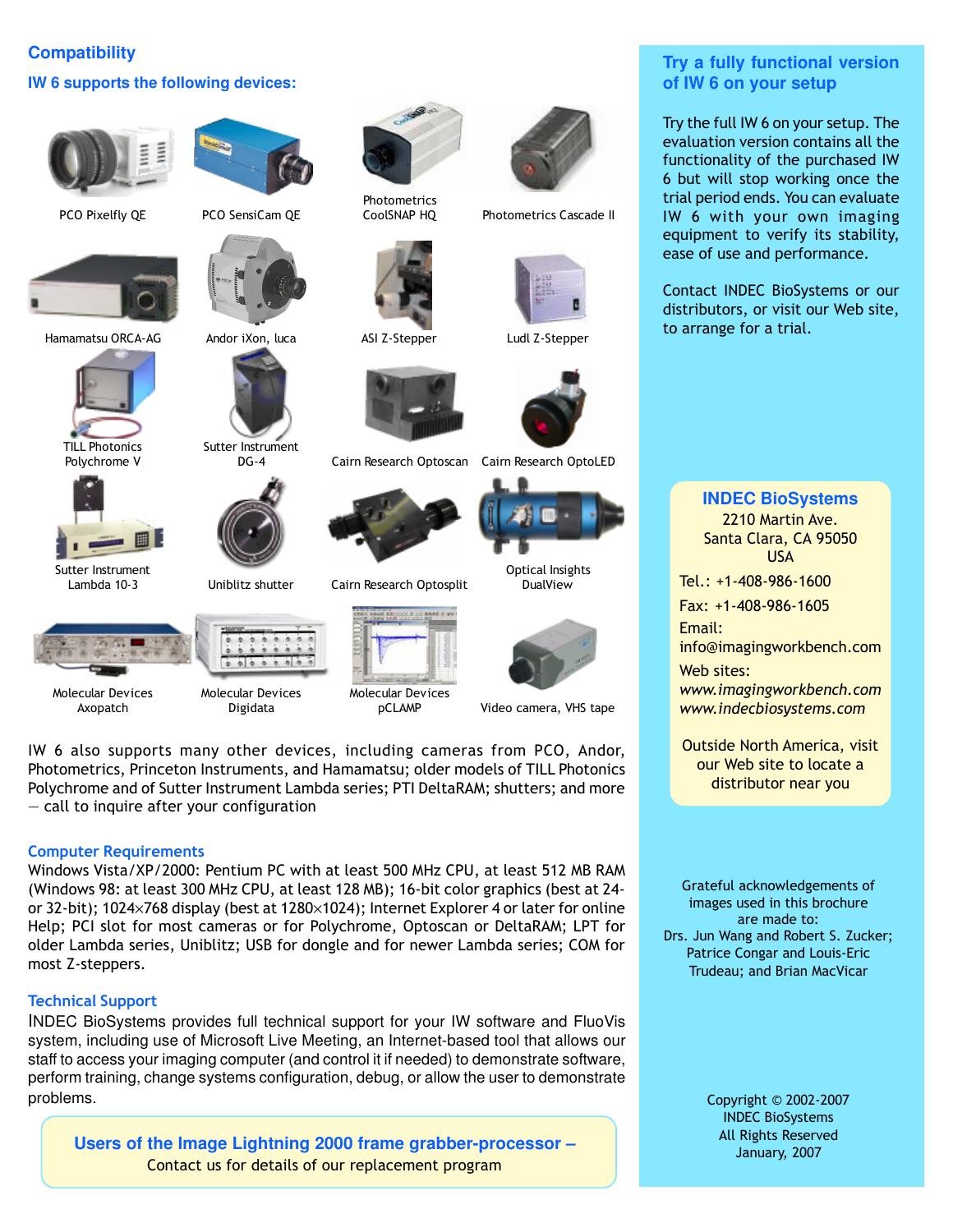## Compatibility

### IW 6 supports the following devices:

PCO Pixelfly QE

PCO SensiCam QE

Photometrics CoolSNAP HQ

Photometrics Cascade II

Hamamatsu ORCA-AG

Andor iXon, luca

ASI Z-Stepper

Ludl Z-Stepper

TILL Photonics Polychrome V

Sutter Instrument DG-4

Cairn Research Optoscan

Cairn Research OptoLED

Sutter Instrument Lambda 10-3

Uniblitz shutter

Cairn Research Optosplit

Optical Insights DualView

Molecular Devices Axopatch

Molecular Devices Digidata

Molecular Devices pCLAMP

Video camera, VHS tape

IW 6 also supports many other devices, including cameras from PCO, Andor, Photometrics, Princeton Instruments, and Hamamatsu; older models of TILL Photonics Polychrome and of Sutter Instrument Lambda series; PTI DeltaRAM; shutters; and more — call to inquire after your configuration

### Computer Requirements

Windows Vista/XP/2000: Pentium PC with at least 500 MHz CPU, at least 512 MB RAM (Windows 98: at least 300 MHz CPU, at least 128 MB); 16-bit color graphics (best at 24- or 32-bit); 1024×768 display (best at 1280×1024); Internet Explorer 4 or later for online Help; PCI slot for most cameras or for Polychrome, Optoscan or DeltaRAM; LPT for older Lambda series, Uniblitz; USB for dongle and for newer Lambda series; COM for most Z-steppers.

### Technical Support

INDEC BioSystems provides full technical support for your IW software and FluoVis system, including use of Microsoft Live Meeting, an Internet-based tool that allows our staff to access your imaging computer (and control it if needed) to demonstrate software, perform training, change systems configuration, debug, or allow the user to demonstrate problems.

**Users of the Image Lightning 2000 frame grabber-processor –**
Contact us for details of our replacement program

## Try a fully functional version of IW 6 on your setup

Try the full IW 6 on your setup. The evaluation version contains all the functionality of the purchased IW 6 but will stop working once the trial period ends. You can evaluate IW 6 with your own imaging equipment to verify its stability, ease of use and performance.

Contact INDEC BioSystems or our distributors, or visit our Web site, to arrange for a trial.

**INDEC BioSystems**
2210 Martin Ave.
Santa Clara, CA 95050
USA

Tel.: +1-408-986-1600

Fax: +1-408-986-1605

Email:
info@imagingworkbench.com

Web sites:
*www.imagingworkbench.com*
*www.indecbiosystems.com*

Outside North America, visit our Web site to locate a distributor near you

Grateful acknowledgements of images used in this brochure are made to:
Drs. Jun Wang and Robert S. Zucker; Patrice Congar and Louis-Eric Trudeau; and Brian MacVicar

Copyright © 2002-2007
INDEC BioSystems
All Rights Reserved
January, 2007